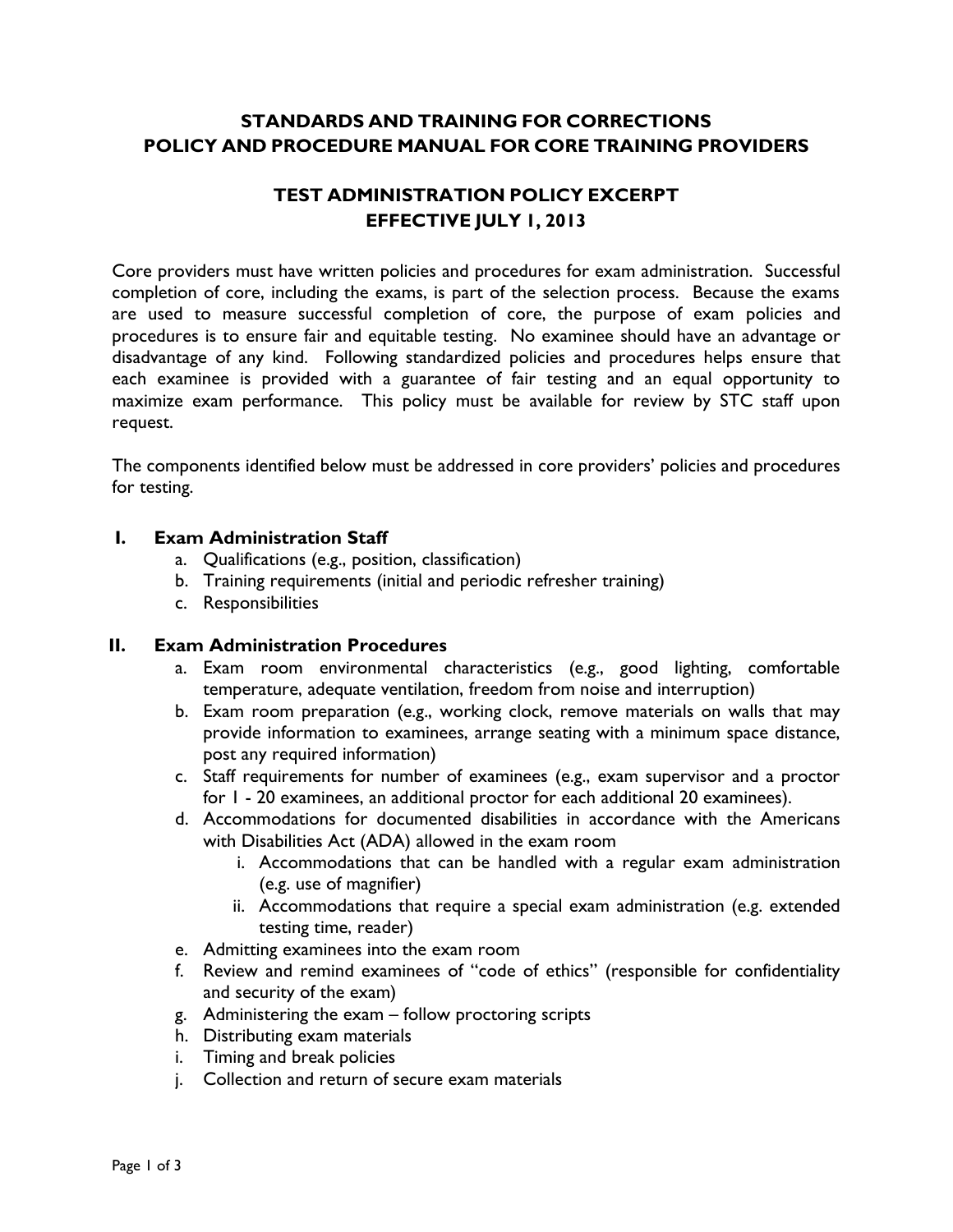# STANDARDS AND TRAINING FOR CORRECTIONS
# POLICY AND PROCEDURE MANUAL FOR CORE TRAINING PROVIDERS

## TEST ADMINISTRATION POLICY EXCERPT
## EFFECTIVE JULY 1, 2013

Core providers must have written policies and procedures for exam administration. Successful completion of core, including the exams, is part of the selection process. Because the exams are used to measure successful completion of core, the purpose of exam policies and procedures is to ensure fair and equitable testing. No examinee should have an advantage or disadvantage of any kind. Following standardized policies and procedures helps ensure that each examinee is provided with a guarantee of fair testing and an equal opportunity to maximize exam performance. This policy must be available for review by STC staff upon request.

The components identified below must be addressed in core providers' policies and procedures for testing.

### I. Exam Administration Staff

a. Qualifications (e.g., position, classification)
b. Training requirements (initial and periodic refresher training)
c. Responsibilities

### II. Exam Administration Procedures

a. Exam room environmental characteristics (e.g., good lighting, comfortable temperature, adequate ventilation, freedom from noise and interruption)
b. Exam room preparation (e.g., working clock, remove materials on walls that may provide information to examinees, arrange seating with a minimum space distance, post any required information)
c. Staff requirements for number of examinees (e.g., exam supervisor and a proctor for 1 - 20 examinees, an additional proctor for each additional 20 examinees).
d. Accommodations for documented disabilities in accordance with the Americans with Disabilities Act (ADA) allowed in the exam room
   i. Accommodations that can be handled with a regular exam administration (e.g. use of magnifier)
   ii. Accommodations that require a special exam administration (e.g. extended testing time, reader)
e. Admitting examinees into the exam room
f. Review and remind examinees of "code of ethics" (responsible for confidentiality and security of the exam)
g. Administering the exam – follow proctoring scripts
h. Distributing exam materials
i. Timing and break policies
j. Collection and return of secure exam materials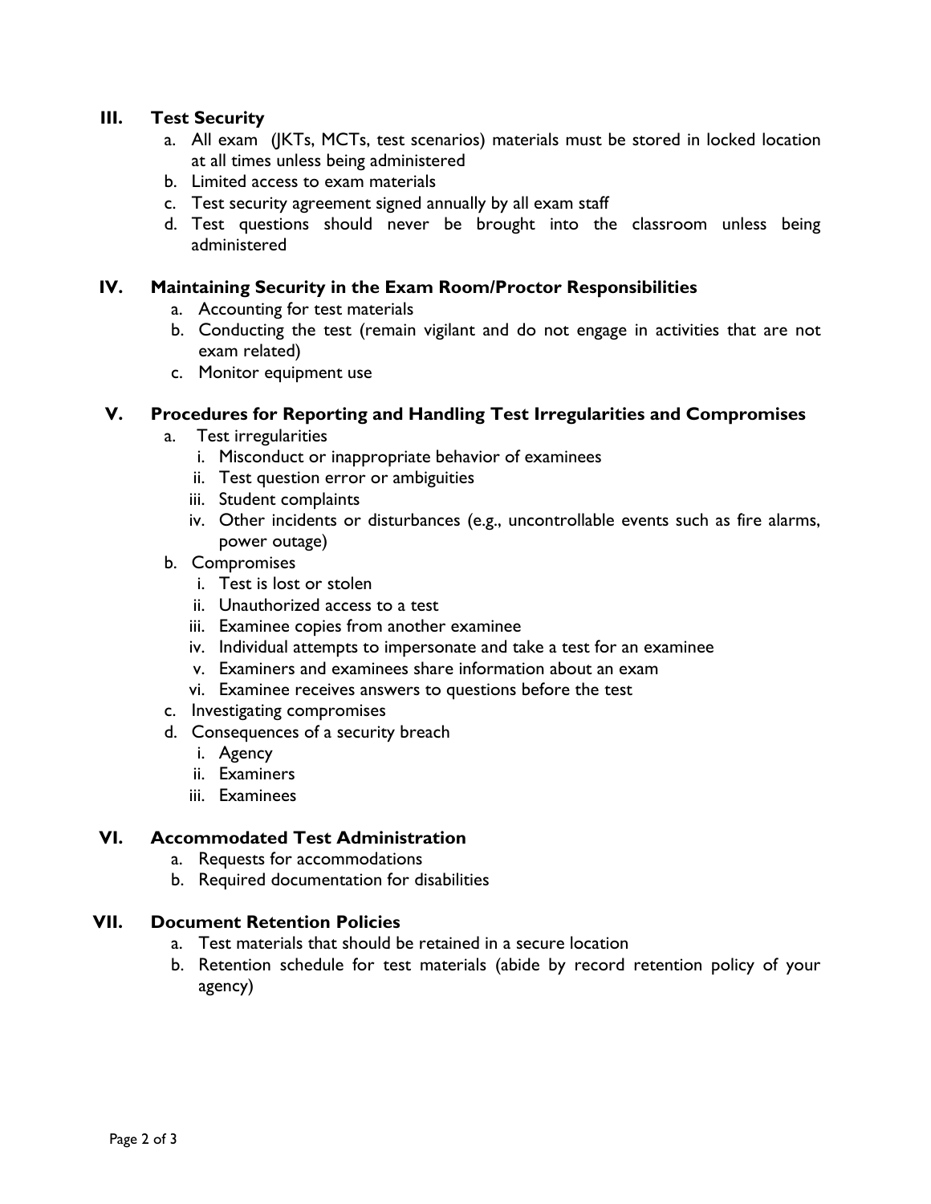## III. Test Security

a. All exam (JKTs, MCTs, test scenarios) materials must be stored in locked location at all times unless being administered
b. Limited access to exam materials
c. Test security agreement signed annually by all exam staff
d. Test questions should never be brought into the classroom unless being administered

## IV. Maintaining Security in the Exam Room/Proctor Responsibilities

a. Accounting for test materials
b. Conducting the test (remain vigilant and do not engage in activities that are not exam related)
c. Monitor equipment use

## V. Procedures for Reporting and Handling Test Irregularities and Compromises

a. Test irregularities
   i. Misconduct or inappropriate behavior of examinees
   ii. Test question error or ambiguities
   iii. Student complaints
   iv. Other incidents or disturbances (e.g., uncontrollable events such as fire alarms, power outage)
b. Compromises
   i. Test is lost or stolen
   ii. Unauthorized access to a test
   iii. Examinee copies from another examinee
   iv. Individual attempts to impersonate and take a test for an examinee
   v. Examiners and examinees share information about an exam
   vi. Examinee receives answers to questions before the test
c. Investigating compromises
d. Consequences of a security breach
   i. Agency
   ii. Examiners
   iii. Examinees

## VI. Accommodated Test Administration

a. Requests for accommodations
b. Required documentation for disabilities

## VII. Document Retention Policies

a. Test materials that should be retained in a secure location
b. Retention schedule for test materials (abide by record retention policy of your agency)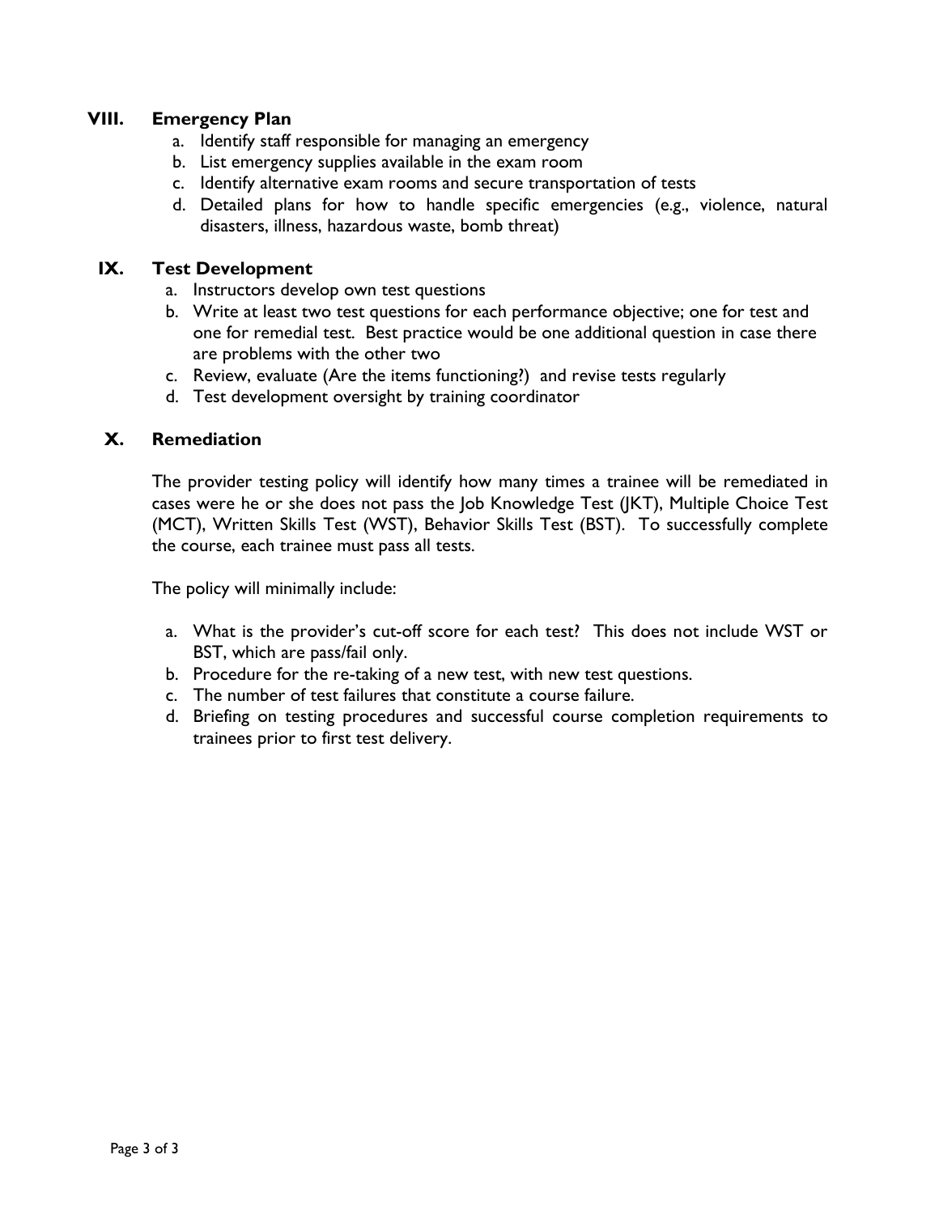## VIII. Emergency Plan

a. Identify staff responsible for managing an emergency
b. List emergency supplies available in the exam room
c. Identify alternative exam rooms and secure transportation of tests
d. Detailed plans for how to handle specific emergencies (e.g., violence, natural disasters, illness, hazardous waste, bomb threat)

## IX. Test Development

a. Instructors develop own test questions
b. Write at least two test questions for each performance objective; one for test and one for remedial test. Best practice would be one additional question in case there are problems with the other two
c. Review, evaluate (Are the items functioning?) and revise tests regularly
d. Test development oversight by training coordinator

## X. Remediation

The provider testing policy will identify how many times a trainee will be remediated in cases were he or she does not pass the Job Knowledge Test (JKT), Multiple Choice Test (MCT), Written Skills Test (WST), Behavior Skills Test (BST). To successfully complete the course, each trainee must pass all tests.

The policy will minimally include:

a. What is the provider's cut-off score for each test? This does not include WST or BST, which are pass/fail only.
b. Procedure for the re-taking of a new test, with new test questions.
c. The number of test failures that constitute a course failure.
d. Briefing on testing procedures and successful course completion requirements to trainees prior to first test delivery.